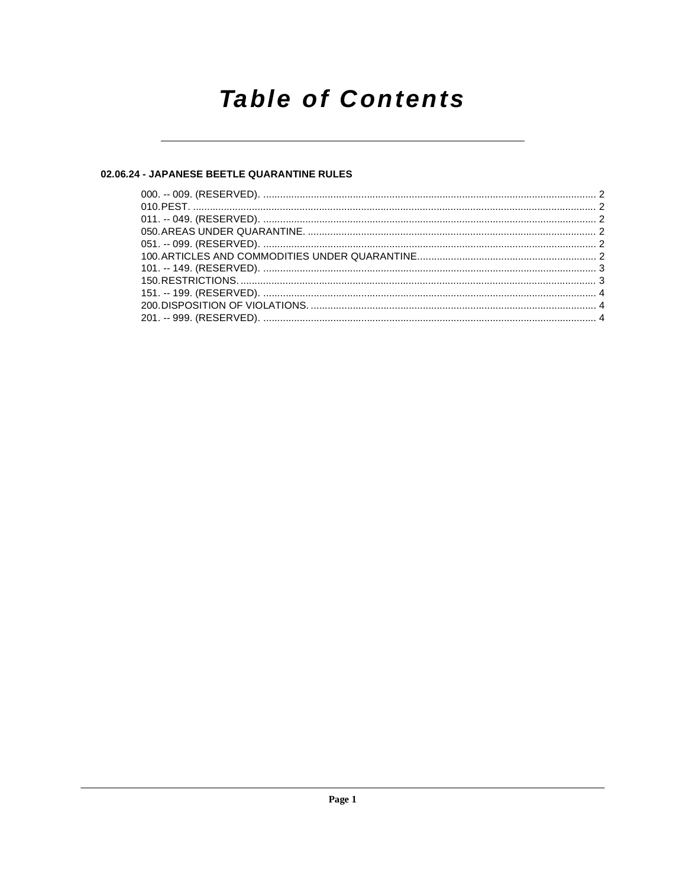# Table of Contents

## 02.06.24 - JAPANESE BEETLE QUARANTINE RULES

000. -- 009. (RESERVED). .......... 2
010. PEST. .......... 2
011. -- 049. (RESERVED). .......... 2
050. AREAS UNDER QUARANTINE. .......... 2
051. -- 099. (RESERVED). .......... 2
100. ARTICLES AND COMMODITIES UNDER QUARANTINE. .......... 2
101. -- 149. (RESERVED). .......... 3
150. RESTRICTIONS. .......... 3
151. -- 199. (RESERVED). .......... 4
200. DISPOSITION OF VIOLATIONS. .......... 4
201. -- 999. (RESERVED). .......... 4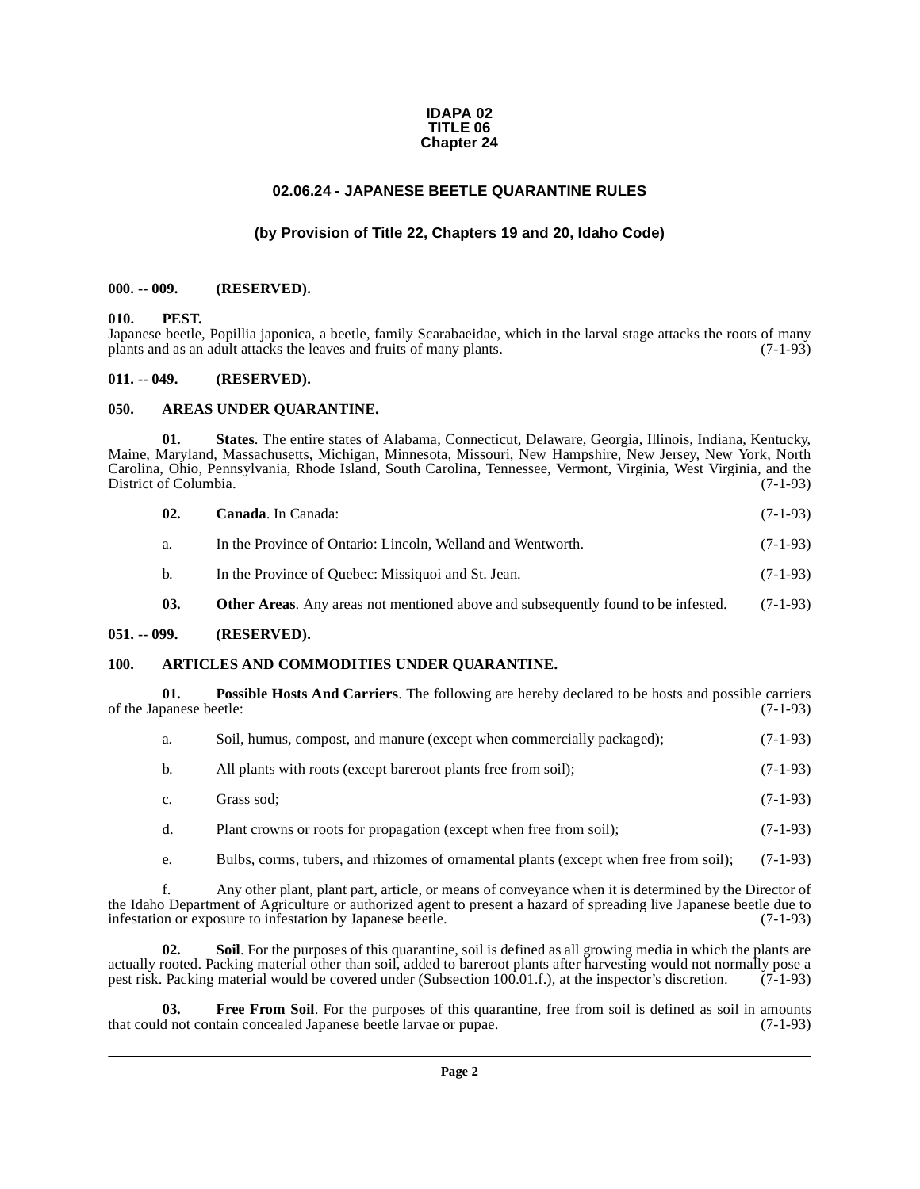# IDAPA 02
# TITLE 06
# Chapter 24

## 02.06.24 - JAPANESE BEETLE QUARANTINE RULES

### (by Provision of Title 22, Chapters 19 and 20, Idaho Code)

**000. -- 009. (RESERVED).**

**010. PEST.**

Japanese beetle, Popillia japonica, a beetle, family Scarabaeidae, which in the larval stage attacks the roots of many plants and as an adult attacks the leaves and fruits of many plants. (7-1-93)

**011. -- 049. (RESERVED).**

**050. AREAS UNDER QUARANTINE.**

**01. States**. The entire states of Alabama, Connecticut, Delaware, Georgia, Illinois, Indiana, Kentucky, Maine, Maryland, Massachusetts, Michigan, Minnesota, Missouri, New Hampshire, New Jersey, New York, North Carolina, Ohio, Pennsylvania, Rhode Island, South Carolina, Tennessee, Vermont, Virginia, West Virginia, and the District of Columbia. (7-1-93)

**02. Canada**. In Canada: (7-1-93)

a. In the Province of Ontario: Lincoln, Welland and Wentworth. (7-1-93)

b. In the Province of Quebec: Missiquoi and St. Jean. (7-1-93)

**03. Other Areas**. Any areas not mentioned above and subsequently found to be infested. (7-1-93)

**051. -- 099. (RESERVED).**

**100. ARTICLES AND COMMODITIES UNDER QUARANTINE.**

**01. Possible Hosts And Carriers**. The following are hereby declared to be hosts and possible carriers of the Japanese beetle: (7-1-93)

a. Soil, humus, compost, and manure (except when commercially packaged); (7-1-93)

b. All plants with roots (except bareroot plants free from soil); (7-1-93)

c. Grass sod; (7-1-93)

d. Plant crowns or roots for propagation (except when free from soil); (7-1-93)

e. Bulbs, corms, tubers, and rhizomes of ornamental plants (except when free from soil); (7-1-93)

f. Any other plant, plant part, article, or means of conveyance when it is determined by the Director of the Idaho Department of Agriculture or authorized agent to present a hazard of spreading live Japanese beetle due to infestation or exposure to infestation by Japanese beetle. (7-1-93)

**02. Soil**. For the purposes of this quarantine, soil is defined as all growing media in which the plants are actually rooted. Packing material other than soil, added to bareroot plants after harvesting would not normally pose a pest risk. Packing material would be covered under (Subsection 100.01.f.), at the inspector's discretion. (7-1-93)

**03. Free From Soil**. For the purposes of this quarantine, free from soil is defined as soil in amounts that could not contain concealed Japanese beetle larvae or pupae. (7-1-93)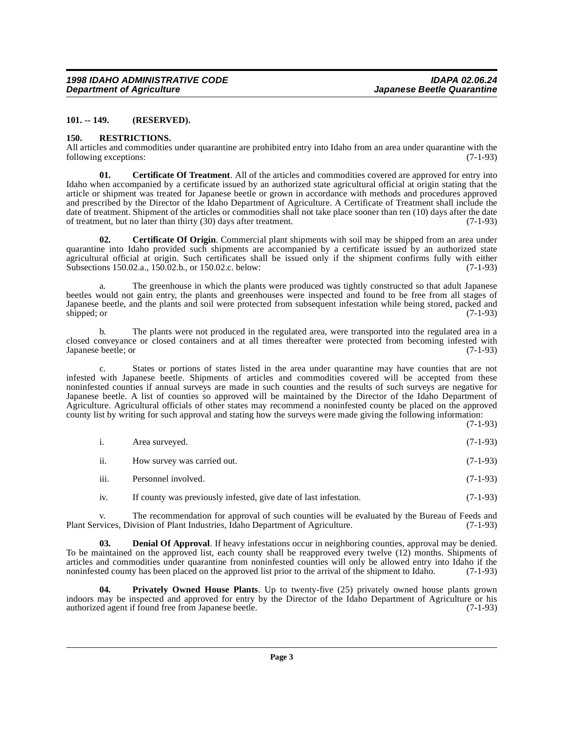**101. -- 149. (RESERVED).**

**150. RESTRICTIONS.**

All articles and commodities under quarantine are prohibited entry into Idaho from an area under quarantine with the following exceptions: (7-1-93)

**01. Certificate Of Treatment**. All of the articles and commodities covered are approved for entry into Idaho when accompanied by a certificate issued by an authorized state agricultural official at origin stating that the article or shipment was treated for Japanese beetle or grown in accordance with methods and procedures approved and prescribed by the Director of the Idaho Department of Agriculture. A Certificate of Treatment shall include the date of treatment. Shipment of the articles or commodities shall not take place sooner than ten (10) days after the date of treatment, but no later than thirty (30) days after treatment. (7-1-93)

**02. Certificate Of Origin**. Commercial plant shipments with soil may be shipped from an area under quarantine into Idaho provided such shipments are accompanied by a certificate issued by an authorized state agricultural official at origin. Such certificates shall be issued only if the shipment confirms fully with either Subsections 150.02.a., 150.02.b., or 150.02.c. below: (7-1-93)

a. The greenhouse in which the plants were produced was tightly constructed so that adult Japanese beetles would not gain entry, the plants and greenhouses were inspected and found to be free from all stages of Japanese beetle, and the plants and soil were protected from subsequent infestation while being stored, packed and shipped; or (7-1-93)

b. The plants were not produced in the regulated area, were transported into the regulated area in a closed conveyance or closed containers and at all times thereafter were protected from becoming infested with Japanese beetle; or (7-1-93)

c. States or portions of states listed in the area under quarantine may have counties that are not infested with Japanese beetle. Shipments of articles and commodities covered will be accepted from these noninfested counties if annual surveys are made in such counties and the results of such surveys are negative for Japanese beetle. A list of counties so approved will be maintained by the Director of the Idaho Department of Agriculture. Agricultural officials of other states may recommend a noninfested county be placed on the approved county list by writing for such approval and stating how the surveys were made giving the following information: (7-1-93)

i. Area surveyed. (7-1-93)

ii. How survey was carried out. (7-1-93)

iii. Personnel involved. (7-1-93)

iv. If county was previously infested, give date of last infestation. (7-1-93)

v. The recommendation for approval of such counties will be evaluated by the Bureau of Feeds and Plant Services, Division of Plant Industries, Idaho Department of Agriculture. (7-1-93)

**03. Denial Of Approval**. If heavy infestations occur in neighboring counties, approval may be denied. To be maintained on the approved list, each county shall be reapproved every twelve (12) months. Shipments of articles and commodities under quarantine from noninfested counties will only be allowed entry into Idaho if the noninfested county has been placed on the approved list prior to the arrival of the shipment to Idaho. (7-1-93)

**04. Privately Owned House Plants**. Up to twenty-five (25) privately owned house plants grown indoors may be inspected and approved for entry by the Director of the Idaho Department of Agriculture or his authorized agent if found free from Japanese beetle. (7-1-93)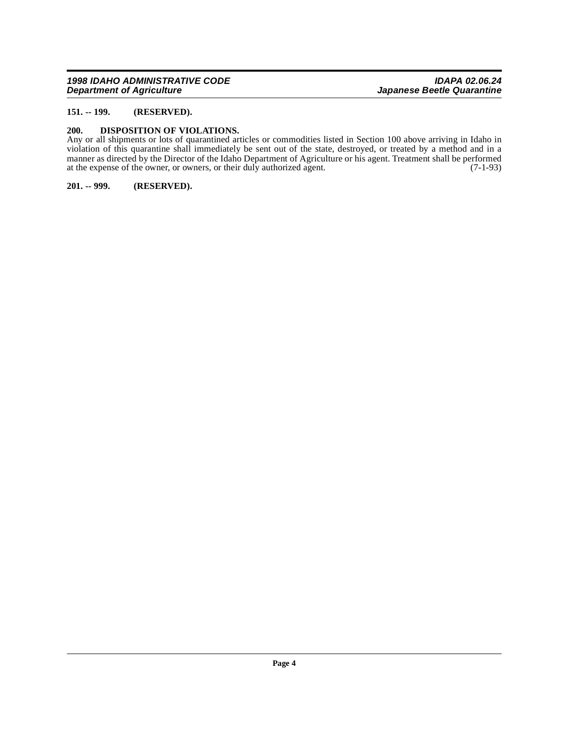**151. -- 199. (RESERVED).**

**200. DISPOSITION OF VIOLATIONS.**

Any or all shipments or lots of quarantined articles or commodities listed in Section 100 above arriving in Idaho in violation of this quarantine shall immediately be sent out of the state, destroyed, or treated by a method and in a manner as directed by the Director of the Idaho Department of Agriculture or his agent. Treatment shall be performed at the expense of the owner, or owners, or their duly authorized agent. (7-1-93)

**201. -- 999. (RESERVED).**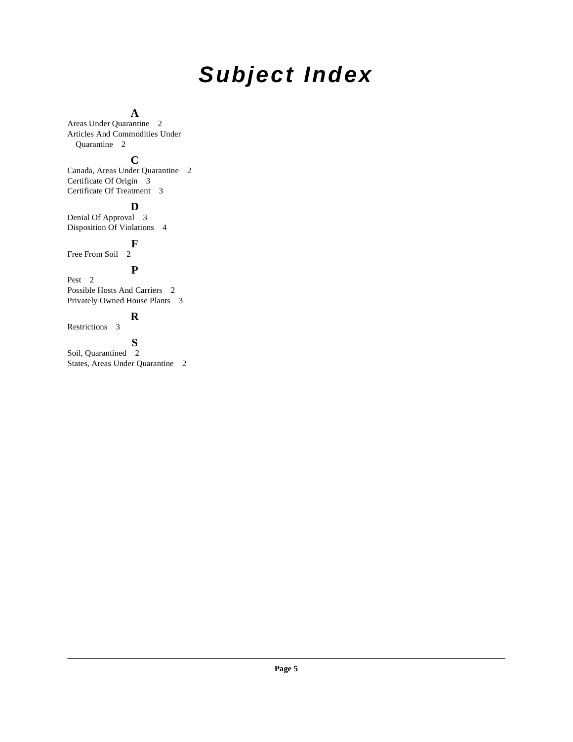# *Subject Index*

**A**

Areas Under Quarantine 2
Articles And Commodities Under Quarantine 2

**C**

Canada, Areas Under Quarantine 2
Certificate Of Origin 3
Certificate Of Treatment 3

**D**

Denial Of Approval 3
Disposition Of Violations 4

**F**

Free From Soil 2

**P**

Pest 2
Possible Hosts And Carriers 2
Privately Owned House Plants 3

**R**

Restrictions 3

**S**

Soil, Quarantined 2
States, Areas Under Quarantine 2